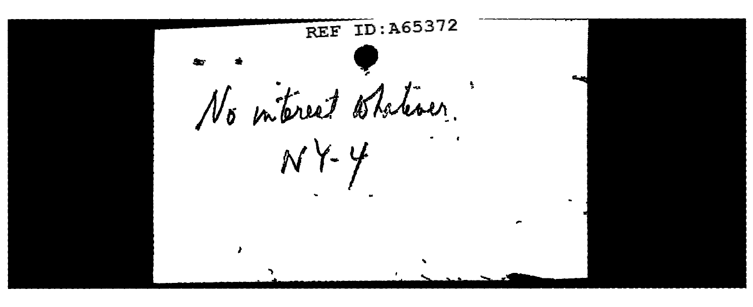REF ID:A65372

No interest whatever.

NY-4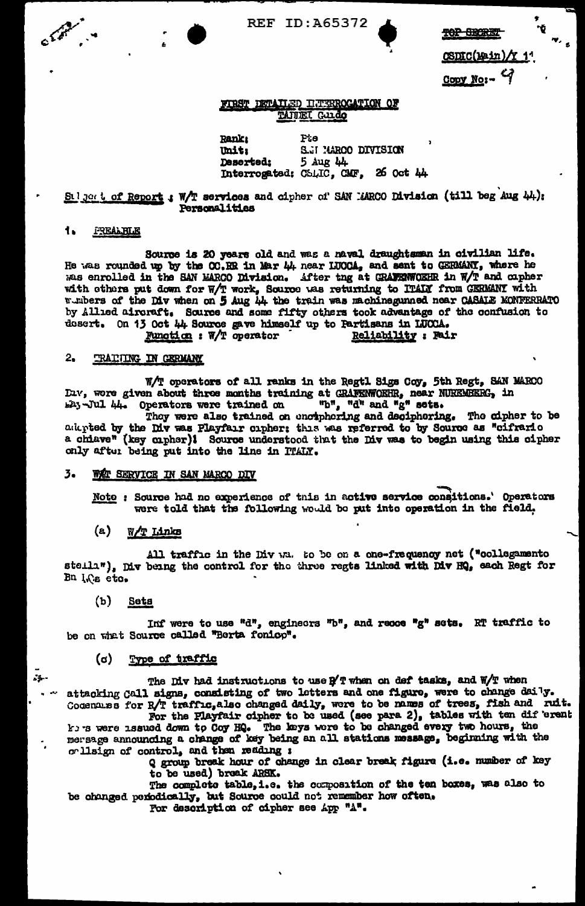REF ID:A65372

~~TOP SECRET~~

CSDIC(Main)/Y 1'

Copy No:- 9

## FIRST DETAILED INTERROGATION OF TANNEI Guido

**Rank:** Pte
**Unit:** SAN MARCO DIVISION
**Deserted:** 5 Aug 44
**Interrogated:** CSDIC, CMF, 26 Oct 44

Subject of Report : W/T services and cipher of SAN MARCO Division (till beg Aug 44): Personalities

### 1. PREAMBLE

Source is 20 years old and was a naval draughtsman in civilian life. He was rounded up by the CC.RR in Mar 44 near LUCCA, and sent to GERMANY, where he was enrolled in the SAN MARCO Division. After tng at GRAFENWOEHR in W/T and cipher with others put down for W/T work, Source was returning to ITALY from GERMANY with members of the Div when on 5 Aug 44 the train was machinegunned near CASALE MONFERRATO by Allied aircraft. Source and some fifty others took advantage of the confusion to desert. On 13 Oct 44 Source gave himself up to Partisans in LUCCA.

Function : W/T operator Reliability : Fair

### 2. TRAINING IN GERMANY

W/T operators of all ranks in the Regtl Sigs Coy, 5th Regt, SAN MARCO Div, were given about three months training at GRAFENWOEHR, near NUREMBERG, in May-Jul 44. Operators were trained on "b", "d" and "g" sets.

They were also trained on enciphering and deciphering. The cipher to be adopted by the Div was Playfair cipher: this was referred to by Source as "cifrario a chiave" (key cipher)! Source understood that the Div was to begin using this cipher only after being put into the line in ITALY.

### 3. W/T SERVICE IN SAN MARCO DIV

Note : Source had no experience of this in active service conditions. Operators were told that the following would be put into operation in the field.

#### (a) W/T Links

All traffic in the Div was to be on a one-frequency net ("collegamento stella"), Div being the control for the three regts linked with Div HQ, each Regt for Bn HQs etc.

#### (b) Sets

Inf were to use "d", engineers "b", and recce "g" sets. RT traffic to be on what Source called "Berta foniop".

#### (c) Type of traffic

The Div had instructions to use R/T when on def tasks, and W/T when attacking Call signs, consisting of two letters and one figure, were to change daily. Codenames for R/T traffic, also changed daily, were to be names of trees, fish and fruit.

For the Playfair cipher to be used (see para 2), tables with ten different keys were issued down to Coy HQ. The keys were to be changed every two hours, the message announcing a change of key being an all stations message, beginning with the callsign of control, and then reading :

Q group break hour of change in clear break figure (i.e. number of key to be used) break ARSK.

The complete table, i.e. the composition of the ten boxes, was also to be changed periodically, but Source could not remember how often.

For description of cipher see App "A".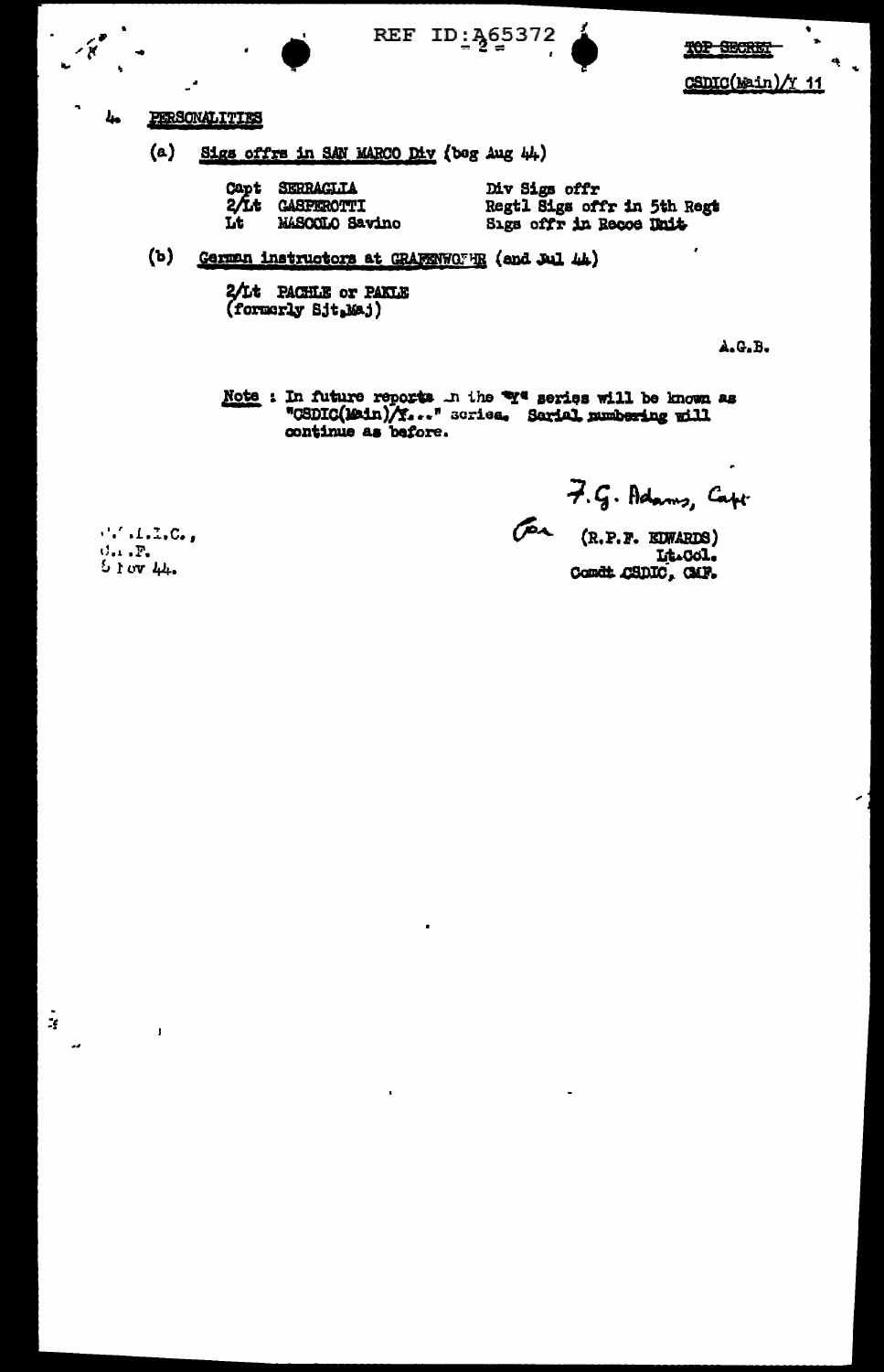REF ID:A65372

- 2 -

~~TOP SECRET~~

CSDIC(Main)/Y 11

4. PERSONALITIES

(a) Sigs offrs in SAN MARCO Div (beg Aug 44)

| | | |
|---|---|---|
| Capt | SERRAGLIA | Div Sigs offr |
| 2/Lt | GASPEROTTI | Regtl Sigs offr in 5th Regt |
| Lt | MASCOLO Savino | Sigs offr in Recce Unit |

(b) German instructors at GRAFENWOEHR (end Jul 44)

2/Lt PACHLE or PAKLE
(formerly Sjt.Maj)

A.G.B.

Note : In future reports in the "Y" series will be known as "CSDIC(Main)/Y..." series. Serial numbering will continue as before.

F.G. Adams, Capt
for (R.P.F. EDWARDS)
Lt.Col.
Comdt CSDIC, CMF.

C.S.D.I.C.,
C.M.F.
5 Nov 44.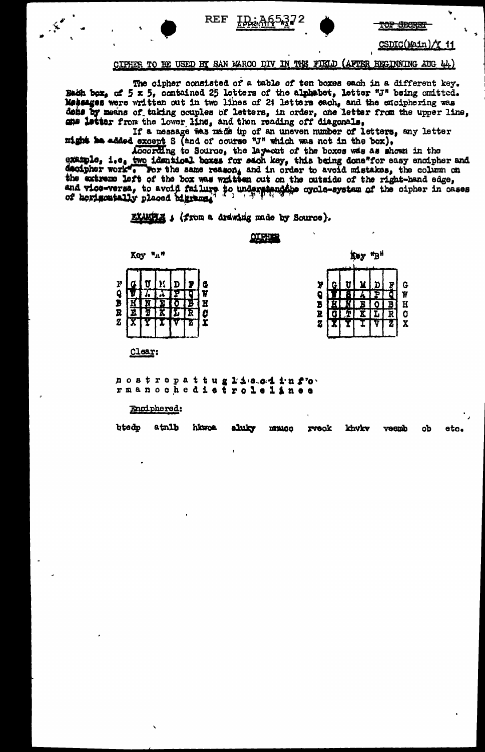REF ID:A65372

TOP SECRET

CSDIC(Main)/Y 11

## CIPHER TO BE USED BY SAN MARCO DIV IN THE FIELD (AFTER BEGINNING AUG 44)

The cipher consisted of a table of ten boxes each in a different key. Each box, of 5 x 5, contained 25 letters of the alphabet, letter "J" being omitted. Messages were written out in two lines of 21 letters each, and the enciphering was done by means of taking couples of letters, in order, one letter from the upper line, one letter from the lower line, and then reading off diagonals.

If a message was made up of an uneven number of letters, any letter might be added except S (and of course "J" which was not in the box).

According to Source, the lay-out of the boxes was as shown in the example, i.e. two identical boxes for each key, this being done "for easy encipher and decipher work". For the same reason, and in order to avoid mistakes, the column on the extreme left of the box was written out on the outside of the right-hand edge, and vice-versa, to avoid failure to understand the cycle-system of the cipher in cases of horizontally placed digrams.

EXAMPLE : (from a drawing made by Source).

**CIPHER**

Key "A"

| | | | | | | |
|---|---|---|---|---|---|---|
| F | G | U | M | D | F | G |
| Q | W | L | A | P | Q | W |
| B | H | N | S | O | B | H |
| R | C | T | K | L | R | C |
| Z | X | Y | I | V | Z | X |

Key "B"

| | | | | | | |
|---|---|---|---|---|---|---|
| F | G | U | M | D | F | G |
| Q | W | S | A | P | Q | W |
| B | H | N | E | O | B | H |
| R | C | T | K | L | R | C |
| Z | X | Y | I | V | Z | X |

Clear:

n o s t r e p a t t u g l i e o i i n f o
r m a n o c h e d i e t r o l e l i n e e

Enciphered:

btedp atnlb hkwoa aluky mmuco rveok khvkv veomb ob etc.